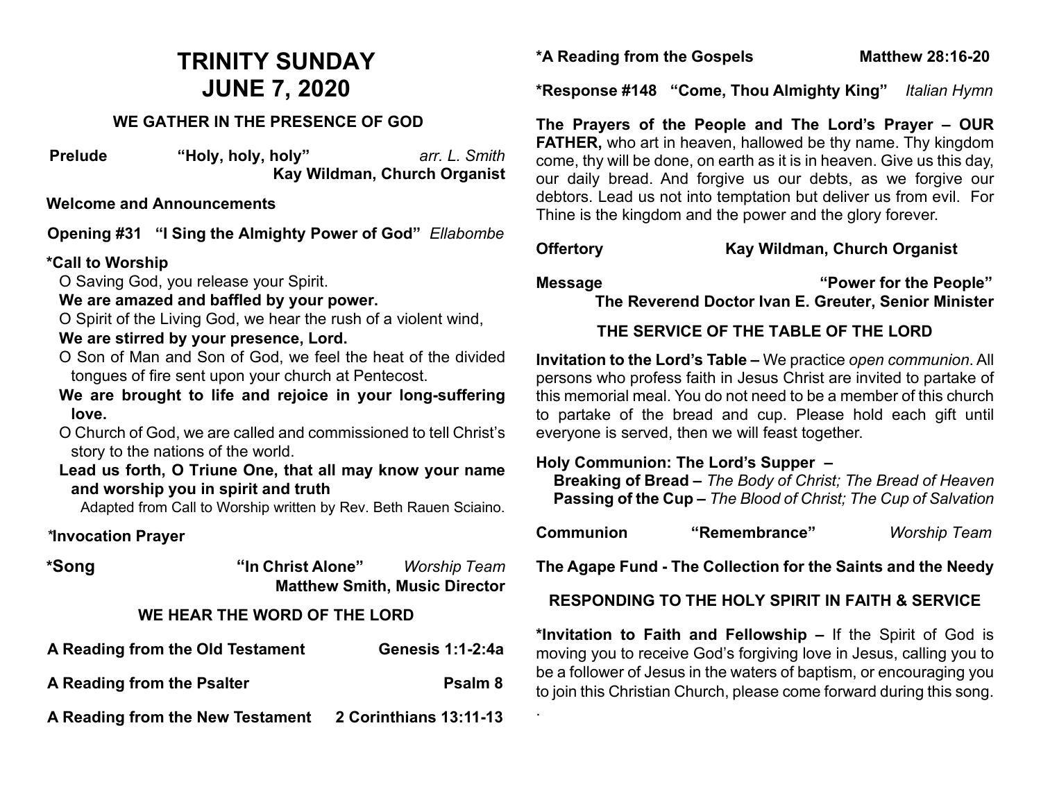# TRINITY SUNDAY
# JUNE 7, 2020

## WE GATHER IN THE PRESENCE OF GOD

**Prelude** **"Holy, holy, holy"** *arr. L. Smith*
**Kay Wildman, Church Organist**

**Welcome and Announcements**

**Opening #31 "I Sing the Almighty Power of God"** *Ellabombe*

**\*Call to Worship**

O Saving God, you release your Spirit.

**We are amazed and baffled by your power.**

O Spirit of the Living God, we hear the rush of a violent wind,

**We are stirred by your presence, Lord.**

O Son of Man and Son of God, we feel the heat of the divided tongues of fire sent upon your church at Pentecost.

**We are brought to life and rejoice in your long-suffering love.**

O Church of God, we are called and commissioned to tell Christ's story to the nations of the world.

**Lead us forth, O Triune One, that all may know your name and worship you in spirit and truth**

Adapted from Call to Worship written by Rev. Beth Rauen Sciaino.

***Invocation Prayer**

**\*Song** **"In Christ Alone"** *Worship Team*
**Matthew Smith, Music Director**

## WE HEAR THE WORD OF THE LORD

**A Reading from the Old Testament** **Genesis 1:1-2:4a**

**A Reading from the Psalter** **Psalm 8**

**A Reading from the New Testament** **2 Corinthians 13:11-13**

**\*A Reading from the Gospels** **Matthew 28:16-20**

**\*Response #148 "Come, Thou Almighty King"** *Italian Hymn*

**The Prayers of the People and The Lord's Prayer – OUR FATHER,** who art in heaven, hallowed be thy name. Thy kingdom come, thy will be done, on earth as it is in heaven. Give us this day, our daily bread. And forgive us our debts, as we forgive our debtors. Lead us not into temptation but deliver us from evil. For Thine is the kingdom and the power and the glory forever.

**Offertory** **Kay Wildman, Church Organist**

**Message** **"Power for the People"**
**The Reverend Doctor Ivan E. Greuter, Senior Minister**

## THE SERVICE OF THE TABLE OF THE LORD

**Invitation to the Lord's Table –** We practice *open communion*. All persons who profess faith in Jesus Christ are invited to partake of this memorial meal. You do not need to be a member of this church to partake of the bread and cup. Please hold each gift until everyone is served, then we will feast together.

**Holy Communion: The Lord's Supper –**

**Breaking of Bread –** *The Body of Christ; The Bread of Heaven*
**Passing of the Cup –** *The Blood of Christ; The Cup of Salvation*

**Communion** **"Remembrance"** *Worship Team*

**The Agape Fund - The Collection for the Saints and the Needy**

## RESPONDING TO THE HOLY SPIRIT IN FAITH & SERVICE

**\*Invitation to Faith and Fellowship –** If the Spirit of God is moving you to receive God's forgiving love in Jesus, calling you to be a follower of Jesus in the waters of baptism, or encouraging you to join this Christian Church, please come forward during this song.

.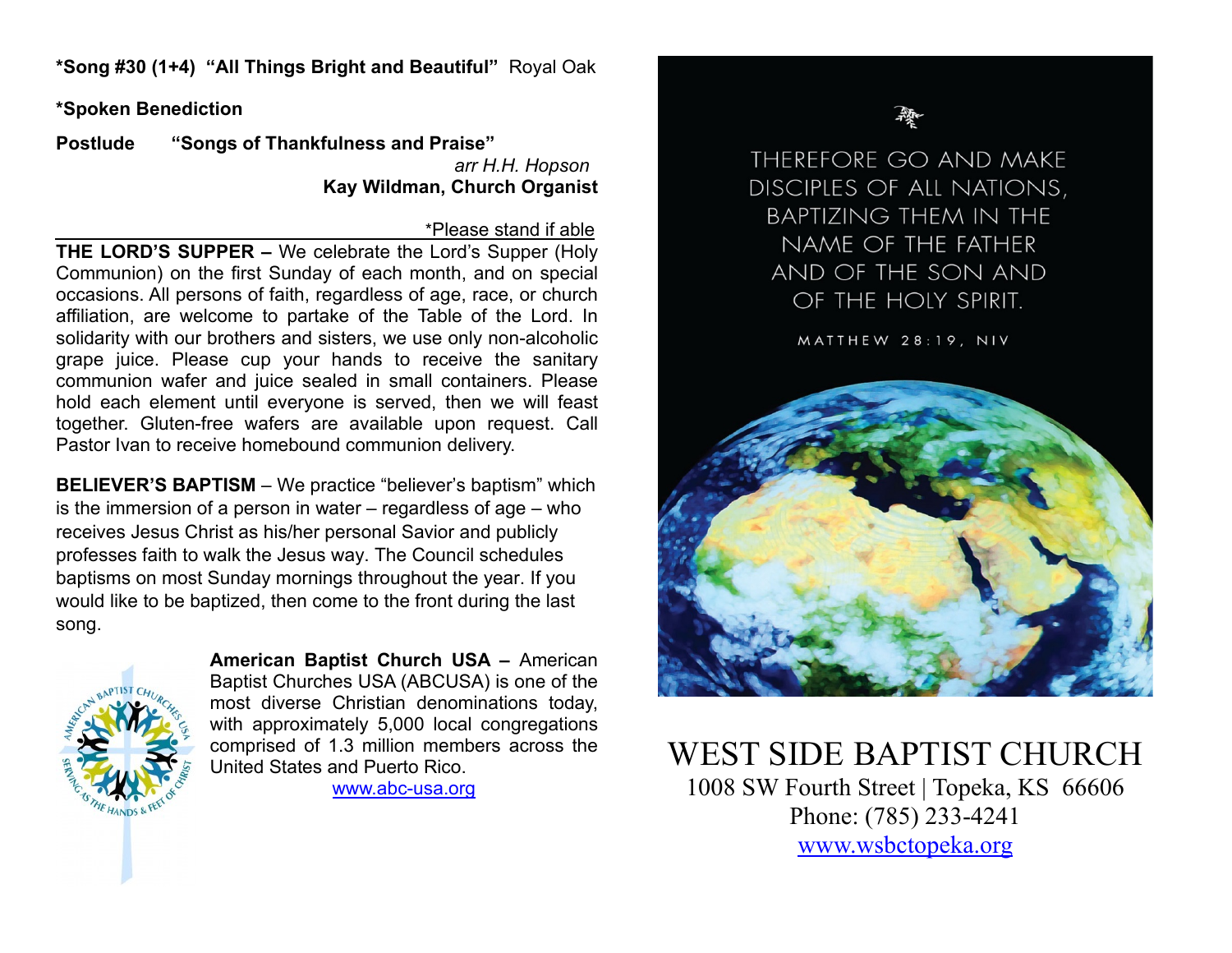**\*Song #30 (1+4) "All Things Bright and Beautiful"** Royal Oak

**\*Spoken Benediction**

**Postlude "Songs of Thankfulness and Praise"**
*arr H.H. Hopson*
**Kay Wildman, Church Organist**

*Please stand if able

**THE LORD'S SUPPER –** We celebrate the Lord's Supper (Holy Communion) on the first Sunday of each month, and on special occasions. All persons of faith, regardless of age, race, or church affiliation, are welcome to partake of the Table of the Lord. In solidarity with our brothers and sisters, we use only non-alcoholic grape juice. Please cup your hands to receive the sanitary communion wafer and juice sealed in small containers. Please hold each element until everyone is served, then we will feast together. Gluten-free wafers are available upon request. Call Pastor Ivan to receive homebound communion delivery.

**BELIEVER'S BAPTISM** – We practice "believer's baptism" which is the immersion of a person in water – regardless of age – who receives Jesus Christ as his/her personal Savior and publicly professes faith to walk the Jesus way. The Council schedules baptisms on most Sunday mornings throughout the year. If you would like to be baptized, then come to the front during the last song.

**American Baptist Church USA –** American Baptist Churches USA (ABCUSA) is one of the most diverse Christian denominations today, with approximately 5,000 local congregations comprised of 1.3 million members across the United States and Puerto Rico.
www.abc-usa.org

THEREFORE GO AND MAKE DISCIPLES OF ALL NATIONS, BAPTIZING THEM IN THE NAME OF THE FATHER AND OF THE SON AND OF THE HOLY SPIRIT.

MATTHEW 28:19, NIV

# WEST SIDE BAPTIST CHURCH

1008 SW Fourth Street | Topeka, KS 66606
Phone: (785) 233-4241
www.wsbctopeka.org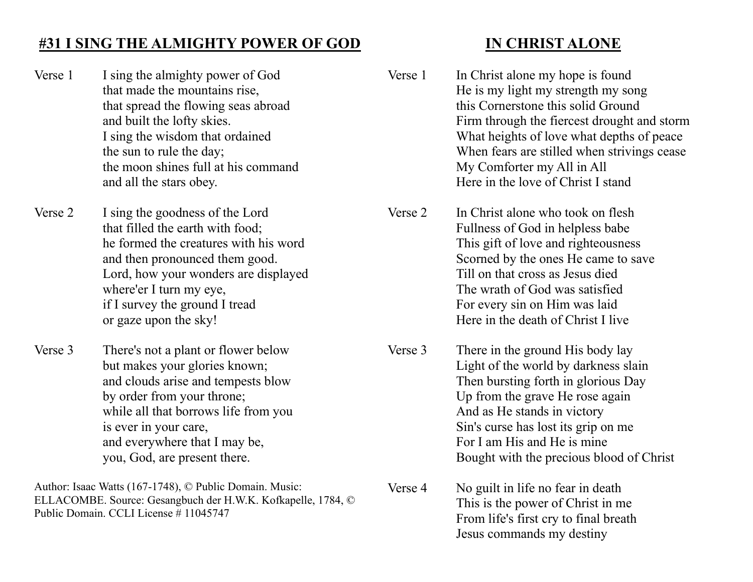## #31 I SING THE ALMIGHTY POWER OF GOD

Verse 1

I sing the almighty power of God
that made the mountains rise,
that spread the flowing seas abroad
and built the lofty skies.
I sing the wisdom that ordained
the sun to rule the day;
the moon shines full at his command
and all the stars obey.

Verse 2

I sing the goodness of the Lord
that filled the earth with food;
he formed the creatures with his word
and then pronounced them good.
Lord, how your wonders are displayed
where'er I turn my eye,
if I survey the ground I tread
or gaze upon the sky!

Verse 3

There's not a plant or flower below
but makes your glories known;
and clouds arise and tempests blow
by order from your throne;
while all that borrows life from you
is ever in your care,
and everywhere that I may be,
you, God, are present there.

Author: Isaac Watts (167-1748), © Public Domain. Music: ELLACOMBE. Source: Gesangbuch der H.W.K. Kofkapelle, 1784, © Public Domain. CCLI License # 11045747

## IN CHRIST ALONE

Verse 1

In Christ alone my hope is found
He is my light my strength my song
this Cornerstone this solid Ground
Firm through the fiercest drought and storm
What heights of love what depths of peace
When fears are stilled when strivings cease
My Comforter my All in All
Here in the love of Christ I stand

Verse 2

In Christ alone who took on flesh
Fullness of God in helpless babe
This gift of love and righteousness
Scorned by the ones He came to save
Till on that cross as Jesus died
The wrath of God was satisfied
For every sin on Him was laid
Here in the death of Christ I live

Verse 3

There in the ground His body lay
Light of the world by darkness slain
Then bursting forth in glorious Day
Up from the grave He rose again
And as He stands in victory
Sin's curse has lost its grip on me
For I am His and He is mine
Bought with the precious blood of Christ

Verse 4

No guilt in life no fear in death
This is the power of Christ in me
From life's first cry to final breath
Jesus commands my destiny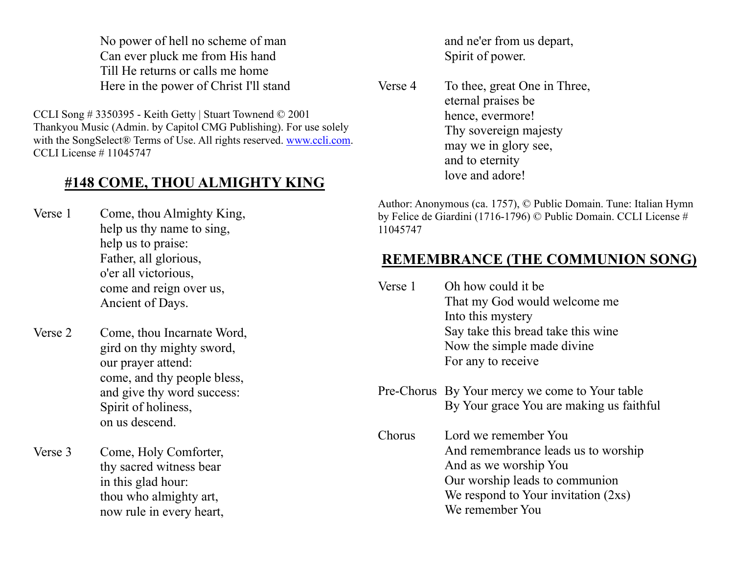No power of hell no scheme of man
Can ever pluck me from His hand
Till He returns or calls me home
Here in the power of Christ I'll stand

CCLI Song # 3350395 - Keith Getty | Stuart Townend © 2001 Thankyou Music (Admin. by Capitol CMG Publishing). For use solely with the SongSelect® Terms of Use. All rights reserved. www.ccli.com. CCLI License # 11045747

## #148 COME, THOU ALMIGHTY KING

Verse 1

Come, thou Almighty King,
help us thy name to sing,
help us to praise:
Father, all glorious,
o'er all victorious,
come and reign over us,
Ancient of Days.

Verse 2

Come, thou Incarnate Word,
gird on thy mighty sword,
our prayer attend:
come, and thy people bless,
and give thy word success:
Spirit of holiness,
on us descend.

Verse 3

Come, Holy Comforter,
thy sacred witness bear
in this glad hour:
thou who almighty art,
now rule in every heart,
and ne'er from us depart,
Spirit of power.

Verse 4

To thee, great One in Three,
eternal praises be
hence, evermore!
Thy sovereign majesty
may we in glory see,
and to eternity
love and adore!

Author: Anonymous (ca. 1757), © Public Domain. Tune: Italian Hymn by Felice de Giardini (1716-1796) © Public Domain. CCLI License # 11045747

## REMEMBRANCE (THE COMMUNION SONG)

Verse 1

Oh how could it be
That my God would welcome me
Into this mystery
Say take this bread take this wine
Now the simple made divine
For any to receive

Pre-Chorus

By Your mercy we come to Your table
By Your grace You are making us faithful

Chorus

Lord we remember You
And remembrance leads us to worship
And as we worship You
Our worship leads to communion
We respond to Your invitation (2xs)
We remember You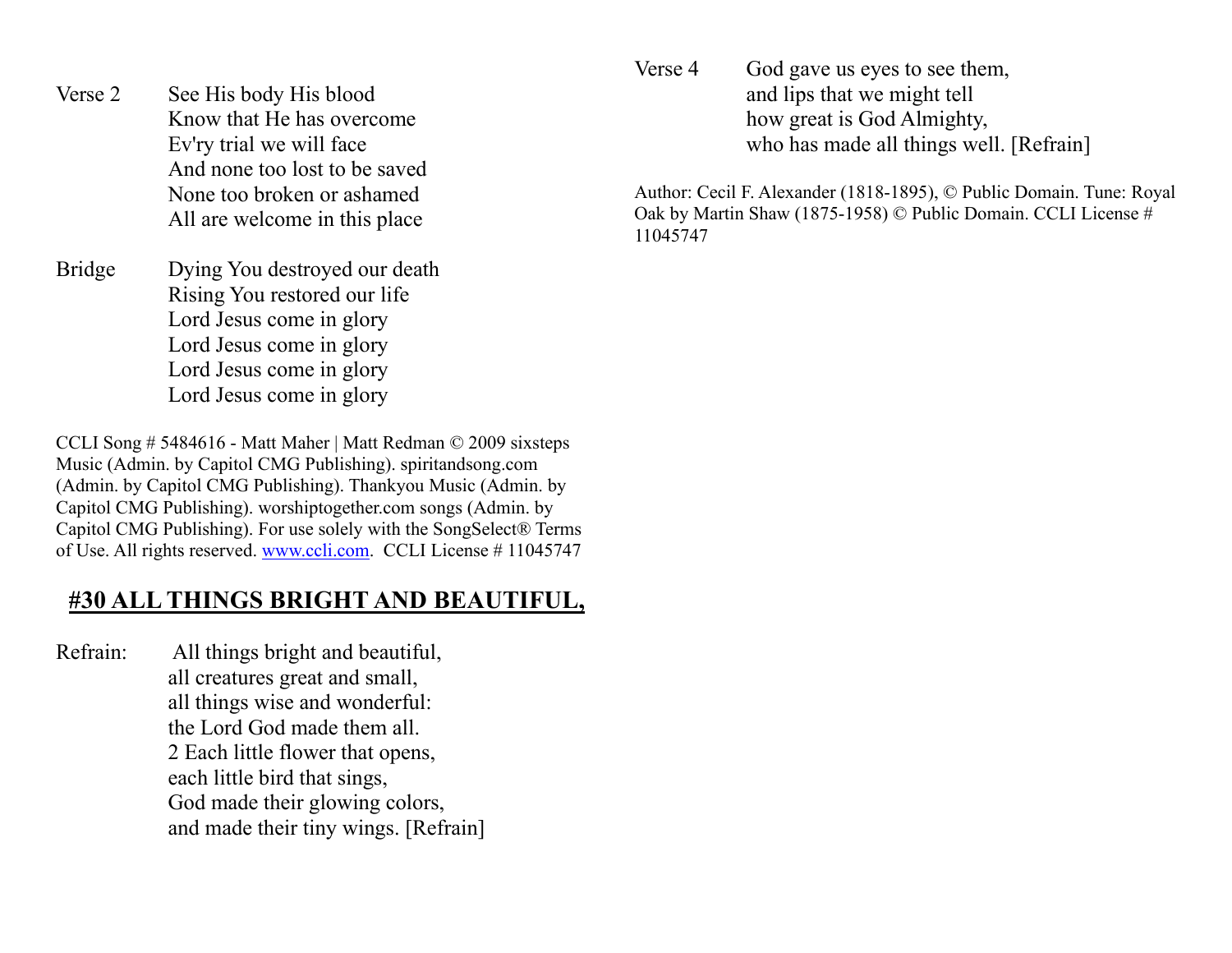Verse 2 See His body His blood
Know that He has overcome
Ev'ry trial we will face
And none too lost to be saved
None too broken or ashamed
All are welcome in this place

Bridge Dying You destroyed our death
Rising You restored our life
Lord Jesus come in glory
Lord Jesus come in glory
Lord Jesus come in glory
Lord Jesus come in glory

CCLI Song # 5484616 - Matt Maher | Matt Redman © 2009 sixsteps Music (Admin. by Capitol CMG Publishing). spiritandsong.com (Admin. by Capitol CMG Publishing). Thankyou Music (Admin. by Capitol CMG Publishing). worshiptogether.com songs (Admin. by Capitol CMG Publishing). For use solely with the SongSelect® Terms of Use. All rights reserved. www.ccli.com. CCLI License # 11045747

## #30 ALL THINGS BRIGHT AND BEAUTIFUL,

Refrain: All things bright and beautiful,
all creatures great and small,
all things wise and wonderful:
the Lord God made them all.
2 Each little flower that opens,
each little bird that sings,
God made their glowing colors,
and made their tiny wings. [Refrain]

Verse 4 God gave us eyes to see them,
and lips that we might tell
how great is God Almighty,
who has made all things well. [Refrain]

Author: Cecil F. Alexander (1818-1895), © Public Domain. Tune: Royal Oak by Martin Shaw (1875-1958) © Public Domain. CCLI License # 11045747